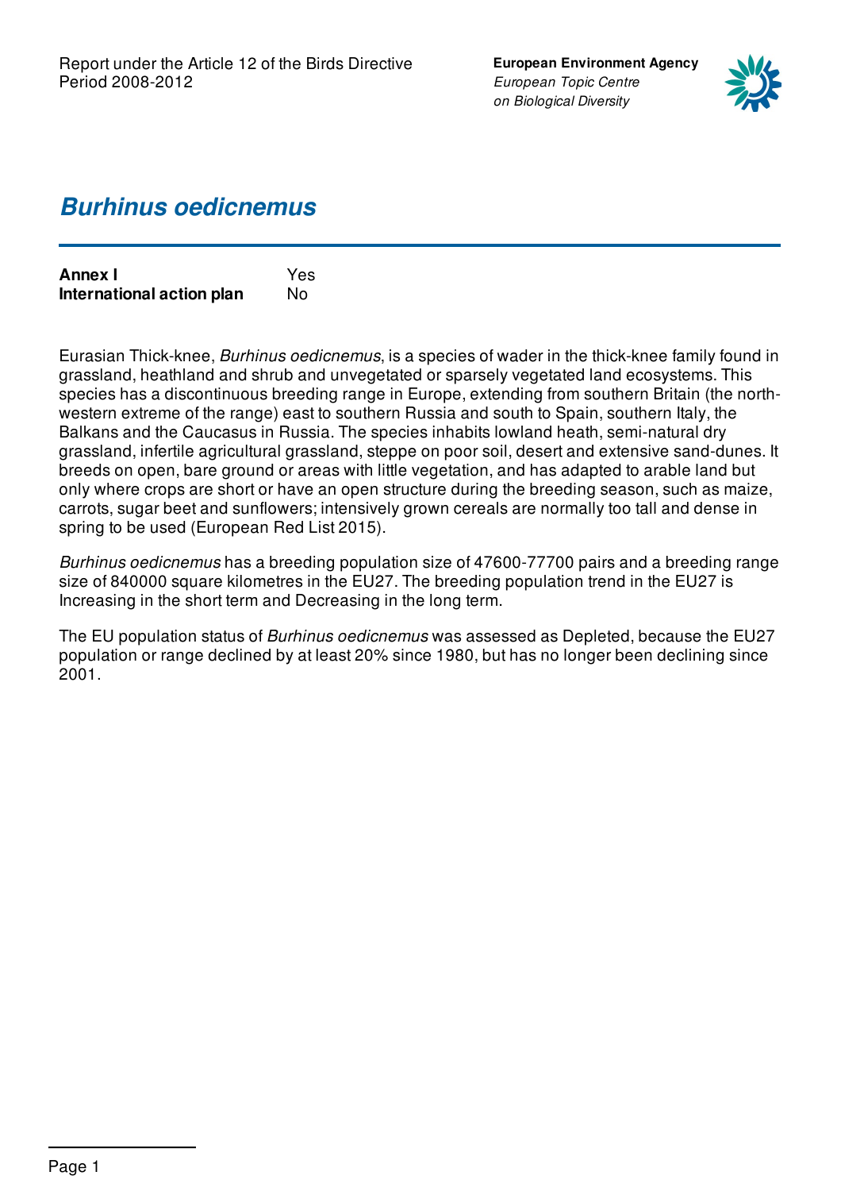Report under the Article 12 of the Birds Directive
Period 2008-2012

**European Environment Agency**
*European Topic Centre on Biological Diversity*

# *Burhinus oedicnemus*

| | |
|---|---|
| **Annex I** | Yes |
| **International action plan** | No |

Eurasian Thick-knee, *Burhinus oedicnemus*, is a species of wader in the thick-knee family found in grassland, heathland and shrub and unvegetated or sparsely vegetated land ecosystems. This species has a discontinuous breeding range in Europe, extending from southern Britain (the north-western extreme of the range) east to southern Russia and south to Spain, southern Italy, the Balkans and the Caucasus in Russia. The species inhabits lowland heath, semi-natural dry grassland, infertile agricultural grassland, steppe on poor soil, desert and extensive sand-dunes. It breeds on open, bare ground or areas with little vegetation, and has adapted to arable land but only where crops are short or have an open structure during the breeding season, such as maize, carrots, sugar beet and sunflowers; intensively grown cereals are normally too tall and dense in spring to be used (European Red List 2015).

*Burhinus oedicnemus* has a breeding population size of 47600-77700 pairs and a breeding range size of 840000 square kilometres in the EU27. The breeding population trend in the EU27 is Increasing in the short term and Decreasing in the long term.

The EU population status of *Burhinus oedicnemus* was assessed as Depleted, because the EU27 population or range declined by at least 20% since 1980, but has no longer been declining since 2001.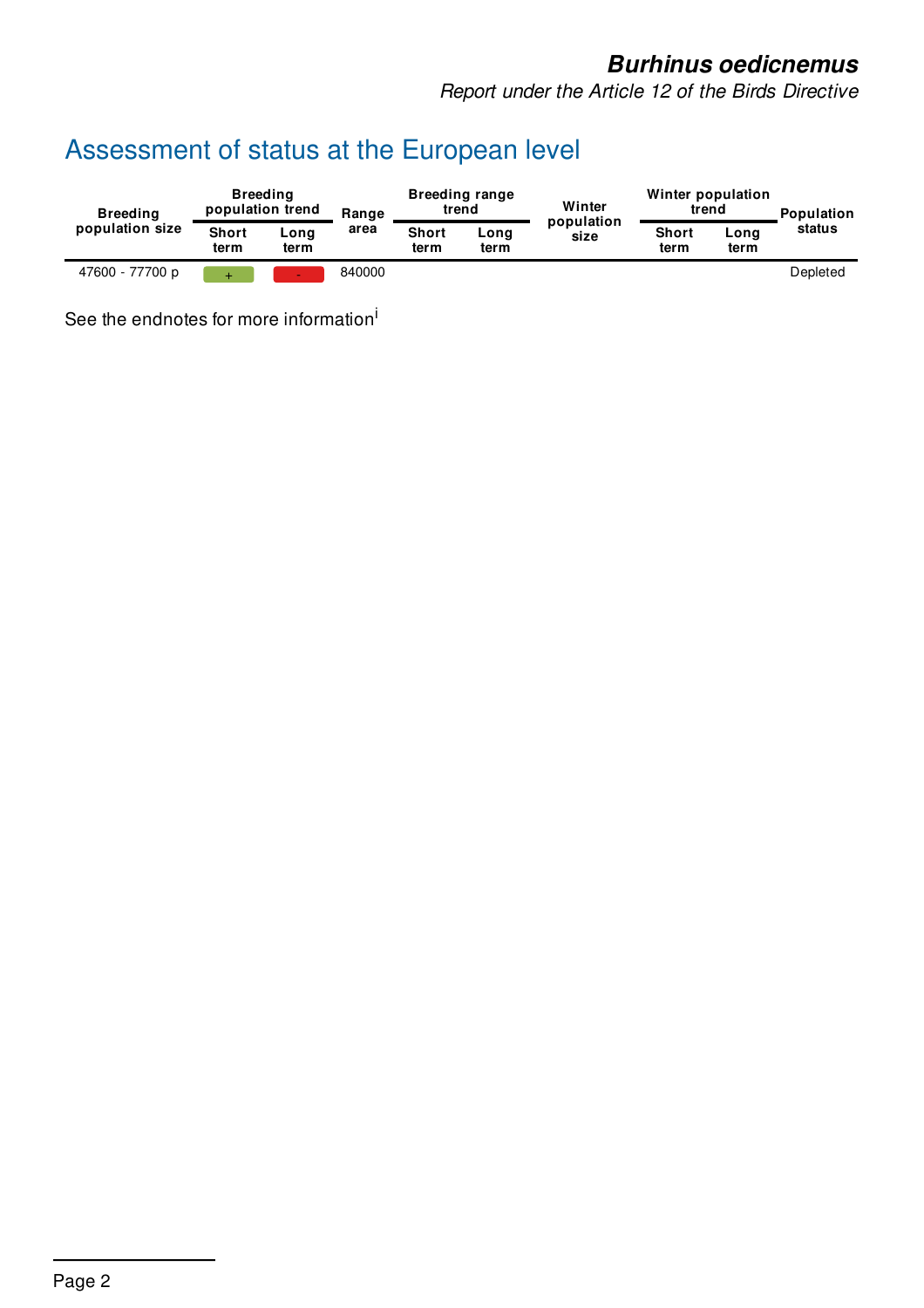## Assessment of status at the European level

| Breeding population size | Breeding population trend | | Range area | Breeding range trend | | Winter population size | Winter population trend | | Population status |
|---|---|---|---|---|---|---|---|---|---|
| | Short term | Long term | | Short term | Long term | | Short term | Long term | |
| 47600 - 77700 p | + | - | 840000 | | | | | | Depleted |

See the endnotes for more information[i]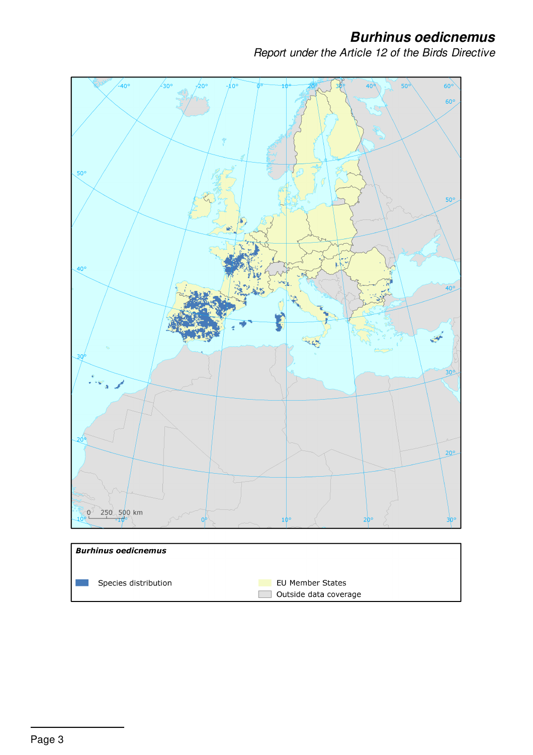0 250 500 km

-40° -30° -20° -10° 0° 10° 20° 30° 40° 50° 60°

60° 50° 40° 30° 20° 10°

50° 40° 30° 20° 10°

-10° 0° 10° 20° 30°

**Burhinus oedicnemus**

Species distribution

EU Member States

Outside data coverage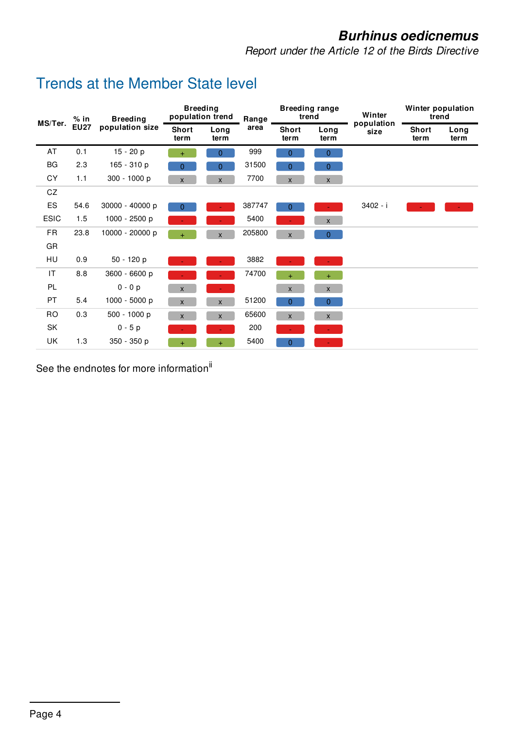## Trends at the Member State level

| MS/Ter. | % in EU27 | Breeding population size | Breeding population trend | | Range area | Breeding range trend | | Winter population size | Winter population trend | |
|---|---|---|---|---|---|---|---|---|---|---|
| | | | Short term | Long term | | Short term | Long term | | Short term | Long term |
| AT | 0.1 | 15 - 20 p | + | 0 | 999 | 0 | 0 | | | |
| BG | 2.3 | 165 - 310 p | 0 | 0 | 31500 | 0 | 0 | | | |
| CY | 1.1 | 300 - 1000 p | x | x | 7700 | x | x | | | |
| CZ | | | | | | | | | | |
| ES | 54.6 | 30000 - 40000 p | 0 | - | 387747 | 0 | - | 3402 - i | - | - |
| ESIC | 1.5 | 1000 - 2500 p | - | - | 5400 | - | x | | | |
| FR | 23.8 | 10000 - 20000 p | + | x | 205800 | x | 0 | | | |
| GR | | | | | | | | | | |
| HU | 0.9 | 50 - 120 p | - | - | 3882 | - | - | | | |
| IT | 8.8 | 3600 - 6600 p | - | - | 74700 | + | + | | | |
| PL | | 0 - 0 p | x | - | | x | x | | | |
| PT | 5.4 | 1000 - 5000 p | x | x | 51200 | 0 | 0 | | | |
| RO | 0.3 | 500 - 1000 p | x | x | 65600 | x | x | | | |
| SK | | 0 - 5 p | - | - | 200 | - | - | | | |
| UK | 1.3 | 350 - 350 p | + | + | 5400 | 0 | - | | | |

See the endnotes for more information[ii]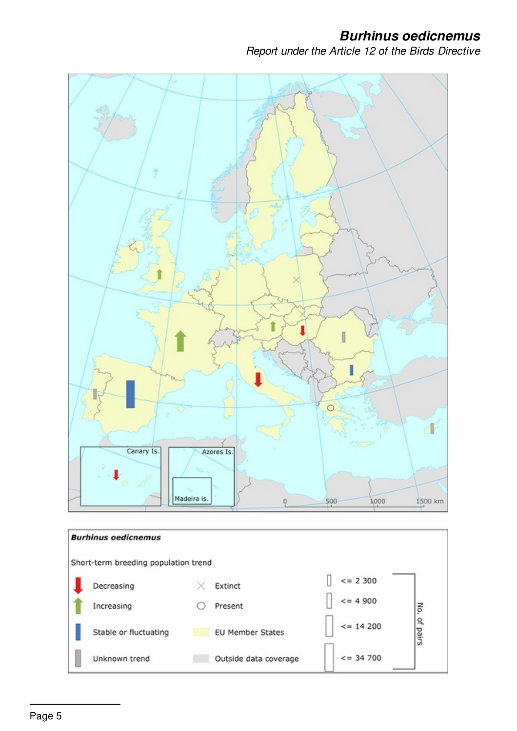Canary Is.

Azores Is.

Madeira Is.

0 500 1000 1500 km

**_Burhinus oedicnemus_**

Short-term breeding population trend

Decreasing

Increasing

Stable or fluctuating

Unknown trend

Extinct

Present

EU Member States

Outside data coverage

<= 2 300

<= 4 900

<= 14 200

<= 34 700

No. of pairs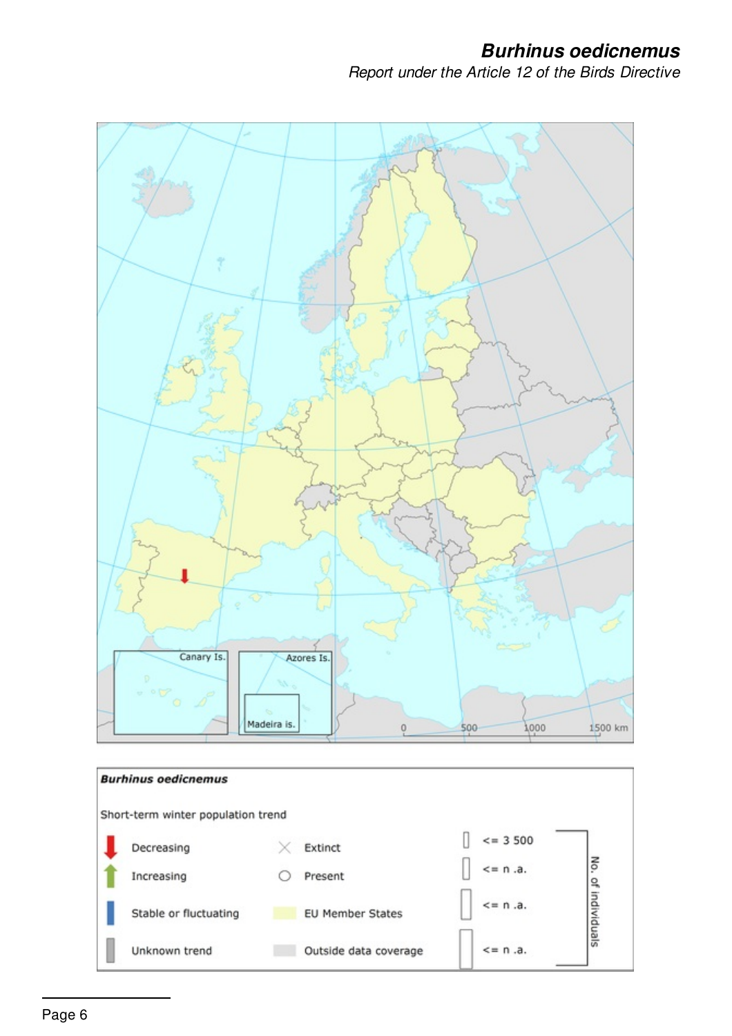Canary Is.

Azores Is.

Madeira is.

0 500 1000 1500 km

***Burhinus oedicnemus***

Short-term winter population trend

Decreasing

Increasing

Stable or fluctuating

Unknown trend

Extinct

Present

EU Member States

Outside data coverage

<= 3 500

<= n .a.

<= n .a.

<= n .a.

No. of individuals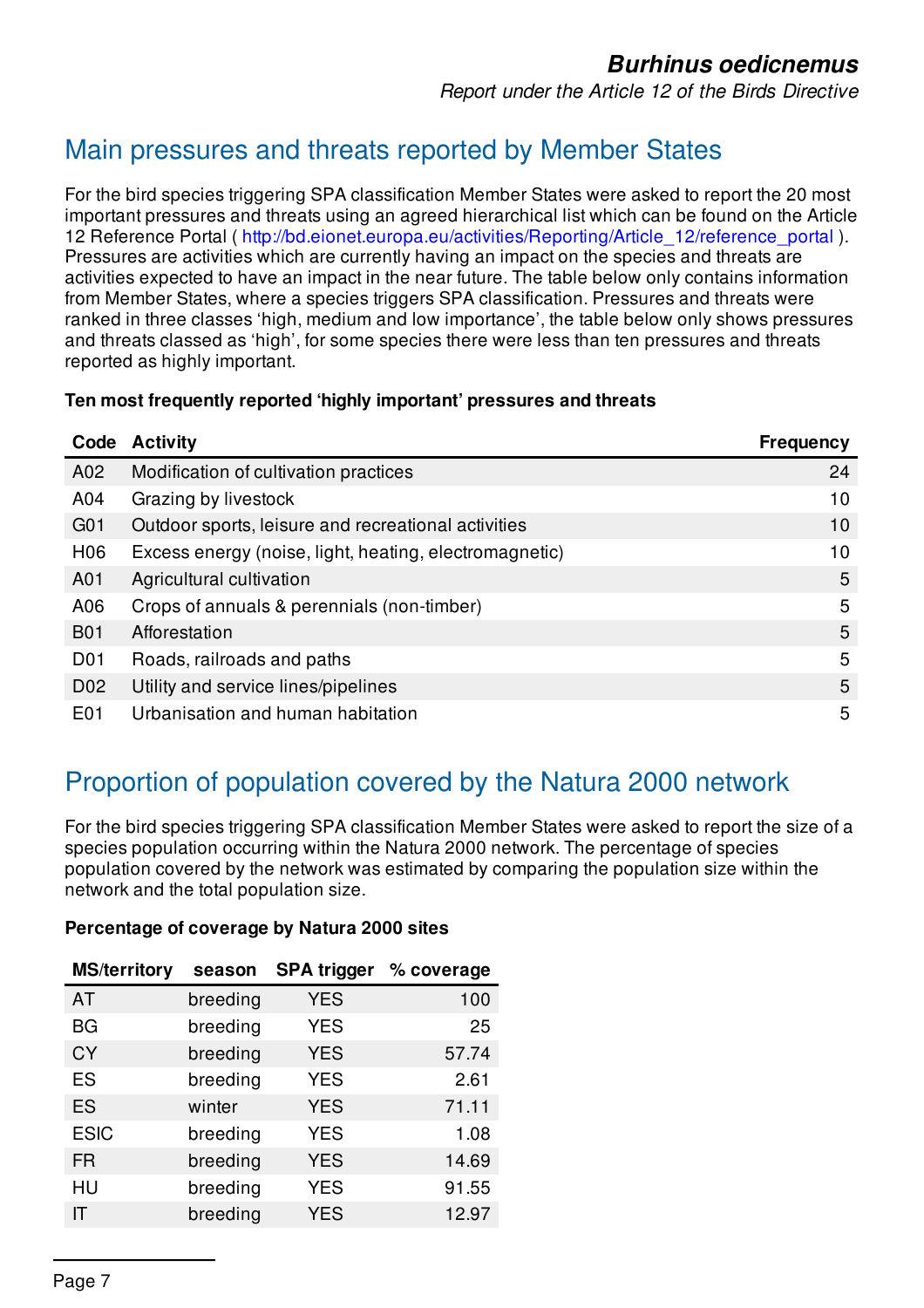## Main pressures and threats reported by Member States

For the bird species triggering SPA classification Member States were asked to report the 20 most important pressures and threats using an agreed hierarchical list which can be found on the Article 12 Reference Portal ( http://bd.eionet.europa.eu/activities/Reporting/Article_12/reference_portal ). Pressures are activities which are currently having an impact on the species and threats are activities expected to have an impact in the near future. The table below only contains information from Member States, where a species triggers SPA classification. Pressures and threats were ranked in three classes 'high, medium and low importance', the table below only shows pressures and threats classed as 'high', for some species there were less than ten pressures and threats reported as highly important.

**Ten most frequently reported 'highly important' pressures and threats**

| Code | Activity | Frequency |
|---|---|---|
| A02 | Modification of cultivation practices | 24 |
| A04 | Grazing by livestock | 10 |
| G01 | Outdoor sports, leisure and recreational activities | 10 |
| H06 | Excess energy (noise, light, heating, electromagnetic) | 10 |
| A01 | Agricultural cultivation | 5 |
| A06 | Crops of annuals & perennials (non-timber) | 5 |
| B01 | Afforestation | 5 |
| D01 | Roads, railroads and paths | 5 |
| D02 | Utility and service lines/pipelines | 5 |
| E01 | Urbanisation and human habitation | 5 |

## Proportion of population covered by the Natura 2000 network

For the bird species triggering SPA classification Member States were asked to report the size of a species population occurring within the Natura 2000 network. The percentage of species population covered by the network was estimated by comparing the population size within the network and the total population size.

**Percentage of coverage by Natura 2000 sites**

| MS/territory | season | SPA trigger | % coverage |
|---|---|---|---|
| AT | breeding | YES | 100 |
| BG | breeding | YES | 25 |
| CY | breeding | YES | 57.74 |
| ES | breeding | YES | 2.61 |
| ES | winter | YES | 71.11 |
| ESIC | breeding | YES | 1.08 |
| FR | breeding | YES | 14.69 |
| HU | breeding | YES | 91.55 |
| IT | breeding | YES | 12.97 |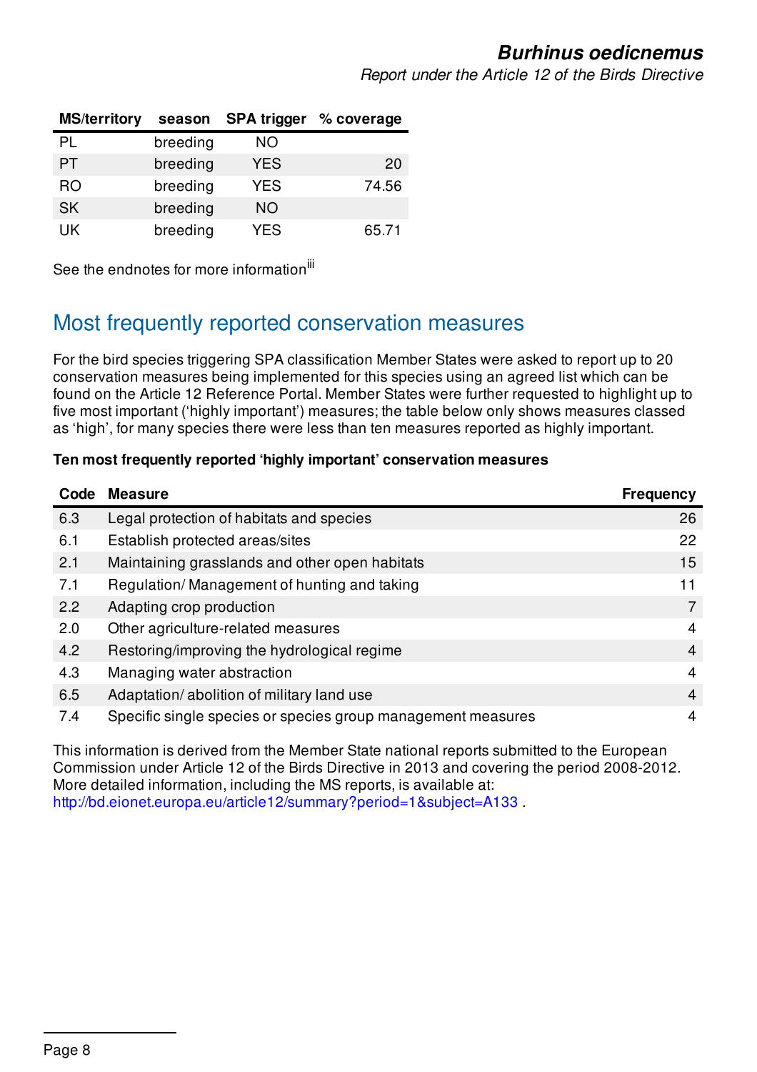| MS/territory | season | SPA trigger | % coverage |
|---|---|---|---|
| PL | breeding | NO | |
| PT | breeding | YES | 20 |
| RO | breeding | YES | 74.56 |
| SK | breeding | NO | |
| UK | breeding | YES | 65.71 |

See the endnotes for more information[iii]

## Most frequently reported conservation measures

For the bird species triggering SPA classification Member States were asked to report up to 20 conservation measures being implemented for this species using an agreed list which can be found on the Article 12 Reference Portal. Member States were further requested to highlight up to five most important ('highly important') measures; the table below only shows measures classed as 'high', for many species there were less than ten measures reported as highly important.

**Ten most frequently reported 'highly important' conservation measures**

| Code | Measure | Frequency |
|---|---|---|
| 6.3 | Legal protection of habitats and species | 26 |
| 6.1 | Establish protected areas/sites | 22 |
| 2.1 | Maintaining grasslands and other open habitats | 15 |
| 7.1 | Regulation/ Management of hunting and taking | 11 |
| 2.2 | Adapting crop production | 7 |
| 2.0 | Other agriculture-related measures | 4 |
| 4.2 | Restoring/improving the hydrological regime | 4 |
| 4.3 | Managing water abstraction | 4 |
| 6.5 | Adaptation/ abolition of military land use | 4 |
| 7.4 | Specific single species or species group management measures | 4 |

This information is derived from the Member State national reports submitted to the European Commission under Article 12 of the Birds Directive in 2013 and covering the period 2008-2012. More detailed information, including the MS reports, is available at: http://bd.eionet.europa.eu/article12/summary?period=1&subject=A133 .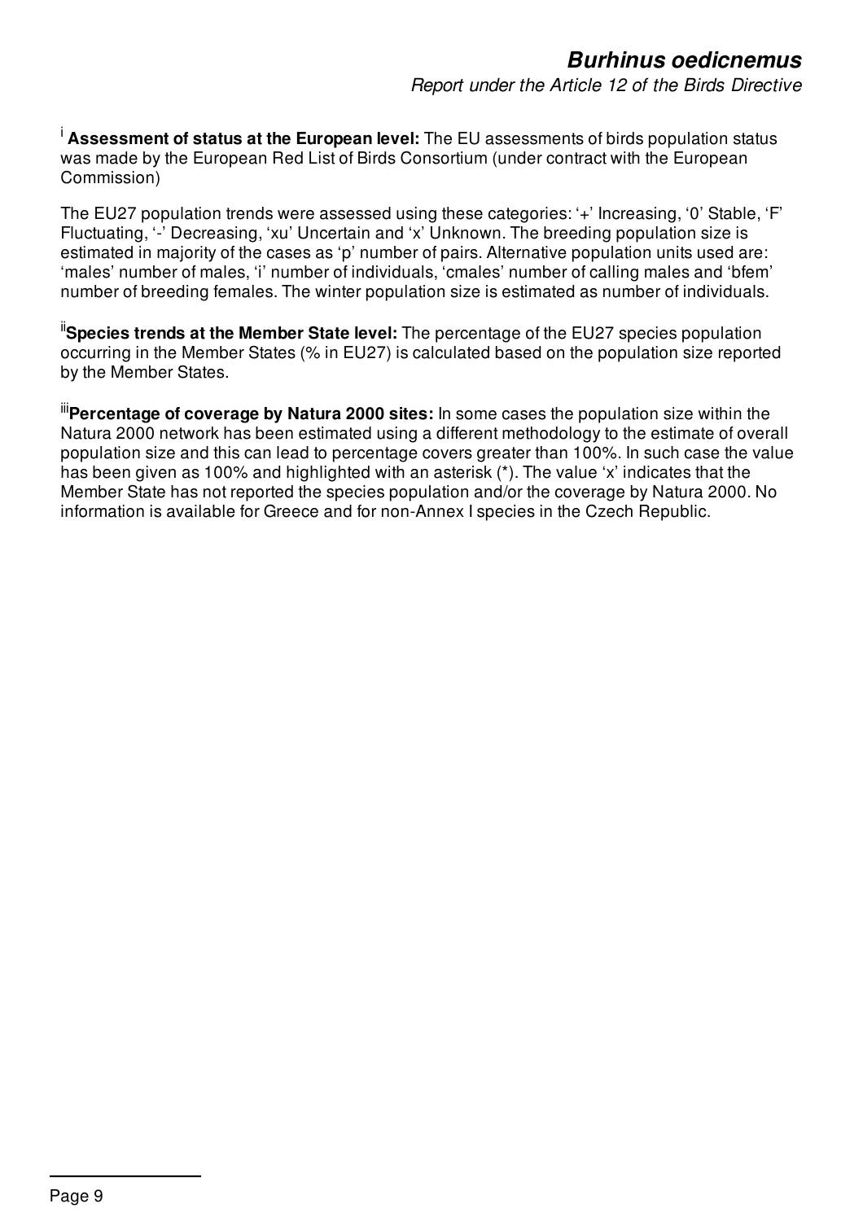[i] **Assessment of status at the European level:** The EU assessments of birds population status was made by the European Red List of Birds Consortium (under contract with the European Commission)

The EU27 population trends were assessed using these categories: '+' Increasing, '0' Stable, 'F' Fluctuating, '-' Decreasing, 'xu' Uncertain and 'x' Unknown. The breeding population size is estimated in majority of the cases as 'p' number of pairs. Alternative population units used are: 'males' number of males, 'i' number of individuals, 'cmales' number of calling males and 'bfem' number of breeding females. The winter population size is estimated as number of individuals.

[ii] **Species trends at the Member State level:** The percentage of the EU27 species population occurring in the Member States (% in EU27) is calculated based on the population size reported by the Member States.

[iii] **Percentage of coverage by Natura 2000 sites:** In some cases the population size within the Natura 2000 network has been estimated using a different methodology to the estimate of overall population size and this can lead to percentage covers greater than 100%. In such case the value has been given as 100% and highlighted with an asterisk (*). The value 'x' indicates that the Member State has not reported the species population and/or the coverage by Natura 2000. No information is available for Greece and for non-Annex I species in the Czech Republic.